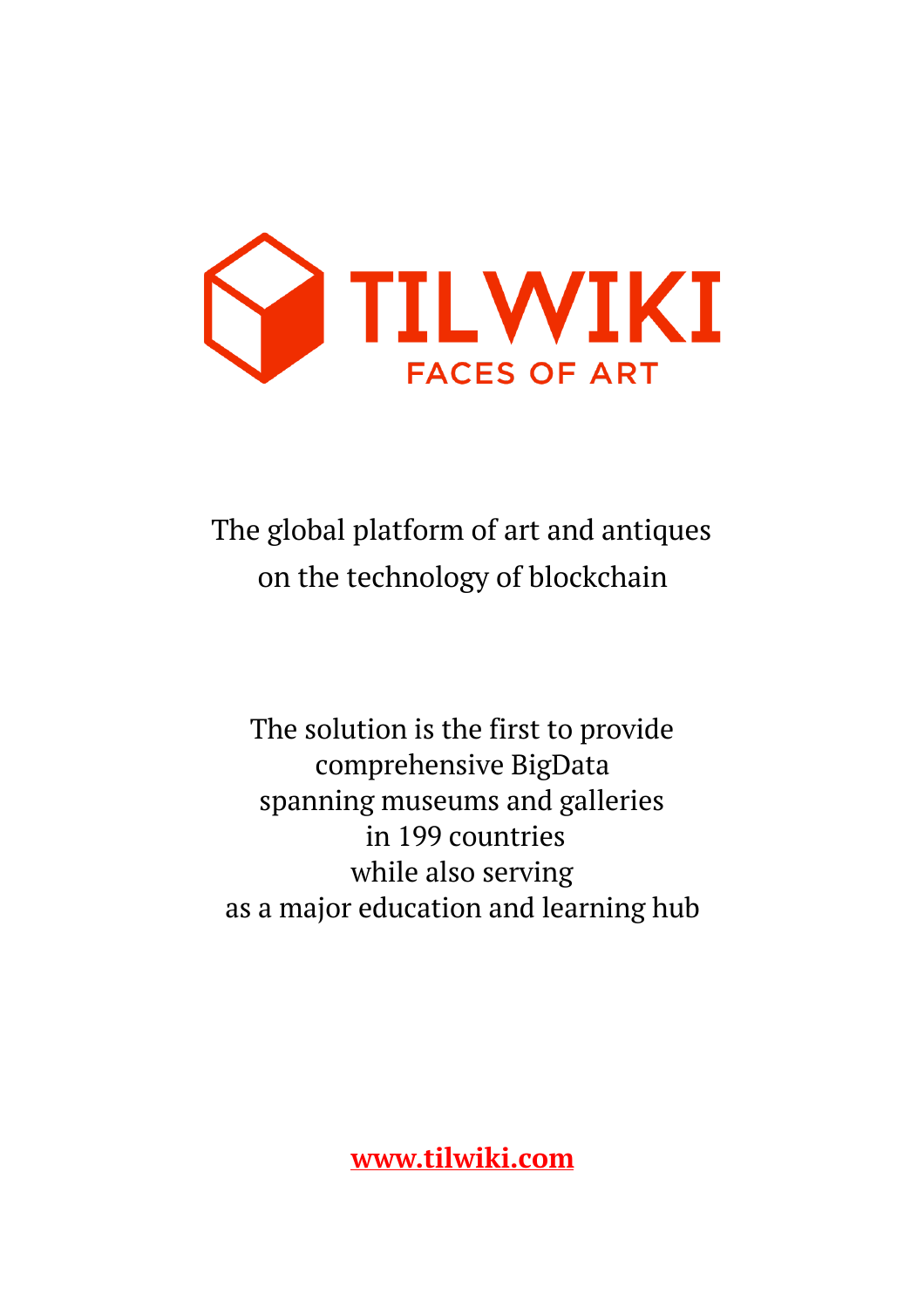# TILWIKI

## FACES OF ART

The global platform of art and antiques
on the technology of blockchain

The solution is the first to provide
comprehensive BigData
spanning museums and galleries
in 199 countries
while also serving
as a major education and learning hub

[www.tilwiki.com](http://www.tilwiki.com)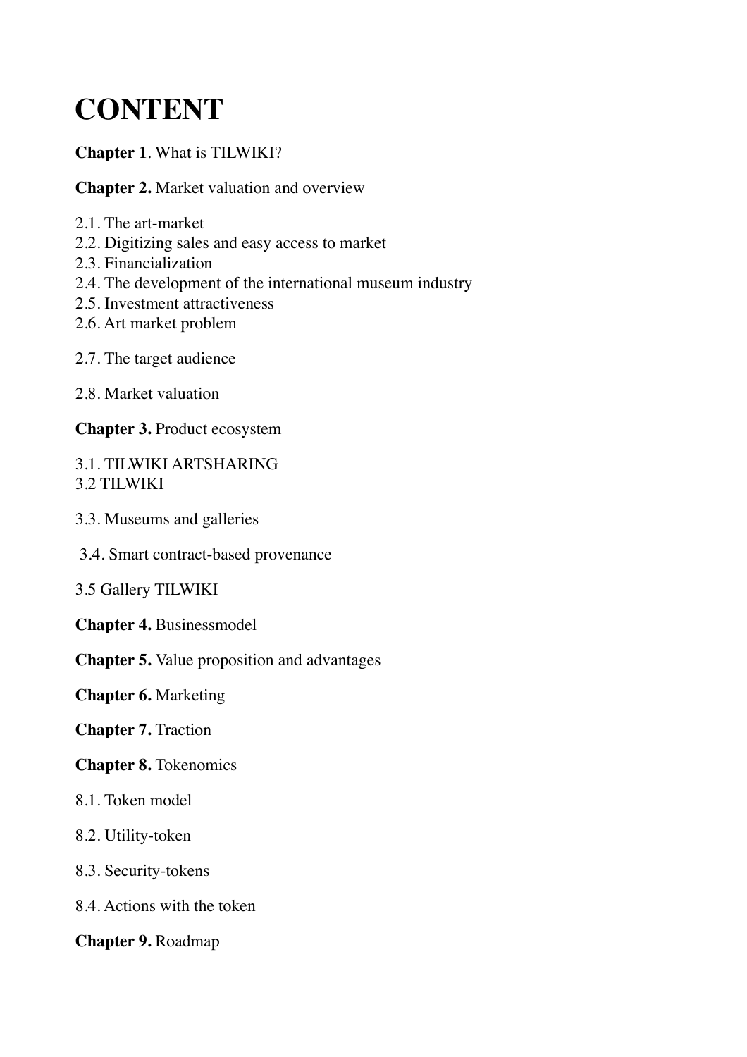# CONTENT

**Chapter 1**. What is TILWIKI?

**Chapter 2.** Market valuation and overview

2.1. The art-market
2.2. Digitizing sales and easy access to market
2.3. Financialization
2.4. The development of the international museum industry
2.5. Investment attractiveness
2.6. Art market problem

2.7. The target audience

2.8. Market valuation

**Chapter 3.** Product ecosystem

3.1. TILWIKI ARTSHARING
3.2 TILWIKI

3.3. Museums and galleries

3.4. Smart contract-based provenance

3.5 Gallery TILWIKI

**Chapter 4.** Businessmodel

**Chapter 5.** Value proposition and advantages

**Chapter 6.** Marketing

**Chapter 7.** Traction

**Chapter 8.** Tokenomics

8.1. Token model

8.2. Utility-token

8.3. Security-tokens

8.4. Actions with the token

**Chapter 9.** Roadmap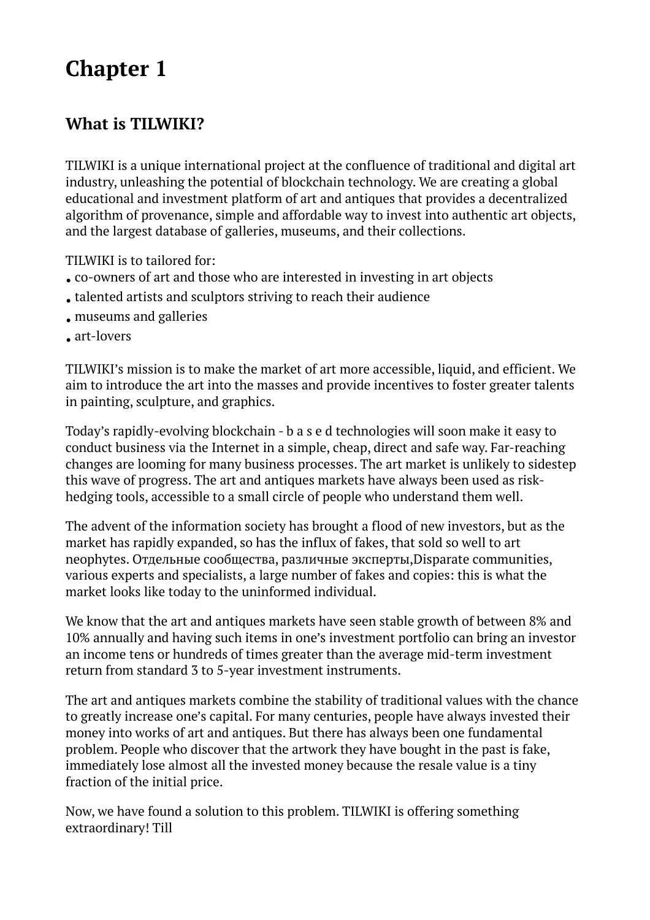# Chapter 1

## What is TILWIKI?

TILWIKI is a unique international project at the confluence of traditional and digital art industry, unleashing the potential of blockchain technology. We are creating a global educational and investment platform of art and antiques that provides a decentralized algorithm of provenance, simple and affordable way to invest into authentic art objects, and the largest database of galleries, museums, and their collections.

TILWIKI is to tailored for:

- co-owners of art and those who are interested in investing in art objects
- talented artists and sculptors striving to reach their audience
- museums and galleries
- art-lovers

TILWIKI's mission is to make the market of art more accessible, liquid, and efficient. We aim to introduce the art into the masses and provide incentives to foster greater talents in painting, sculpture, and graphics.

Today's rapidly-evolving blockchain - b a s e d technologies will soon make it easy to conduct business via the Internet in a simple, cheap, direct and safe way. Far-reaching changes are looming for many business processes. The art market is unlikely to sidestep this wave of progress. The art and antiques markets have always been used as risk-hedging tools, accessible to a small circle of people who understand them well.

The advent of the information society has brought a flood of new investors, but as the market has rapidly expanded, so has the influx of fakes, that sold so well to art neophytes. Отдельные сообщества, различные эксперты,Disparate communities, various experts and specialists, a large number of fakes and copies: this is what the market looks like today to the uninformed individual.

We know that the art and antiques markets have seen stable growth of between 8% and 10% annually and having such items in one's investment portfolio can bring an investor an income tens or hundreds of times greater than the average mid-term investment return from standard 3 to 5-year investment instruments.

The art and antiques markets combine the stability of traditional values with the chance to greatly increase one's capital. For many centuries, people have always invested their money into works of art and antiques. But there has always been one fundamental problem. People who discover that the artwork they have bought in the past is fake, immediately lose almost all the invested money because the resale value is a tiny fraction of the initial price.

Now, we have found a solution to this problem. TILWIKI is offering something extraordinary! Till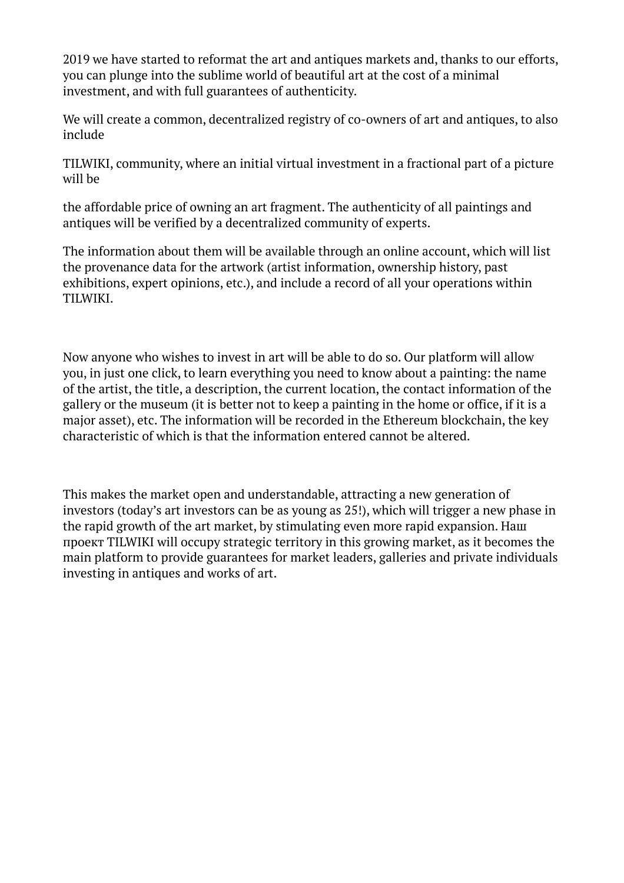2019 we have started to reformat the art and antiques markets and, thanks to our efforts, you can plunge into the sublime world of beautiful art at the cost of a minimal investment, and with full guarantees of authenticity.

We will create a common, decentralized registry of co-owners of art and antiques, to also include

TILWIKI, community, where an initial virtual investment in a fractional part of a picture will be

the affordable price of owning an art fragment. The authenticity of all paintings and antiques will be verified by a decentralized community of experts.

The information about them will be available through an online account, which will list the provenance data for the artwork (artist information, ownership history, past exhibitions, expert opinions, etc.), and include a record of all your operations within TILWIKI.

Now anyone who wishes to invest in art will be able to do so. Our platform will allow you, in just one click, to learn everything you need to know about a painting: the name of the artist, the title, a description, the current location, the contact information of the gallery or the museum (it is better not to keep a painting in the home or office, if it is a major asset), etc. The information will be recorded in the Ethereum blockchain, the key characteristic of which is that the information entered cannot be altered.

This makes the market open and understandable, attracting a new generation of investors (today's art investors can be as young as 25!), which will trigger a new phase in the rapid growth of the art market, by stimulating even more rapid expansion. Наш проект TILWIKI will occupy strategic territory in this growing market, as it becomes the main platform to provide guarantees for market leaders, galleries and private individuals investing in antiques and works of art.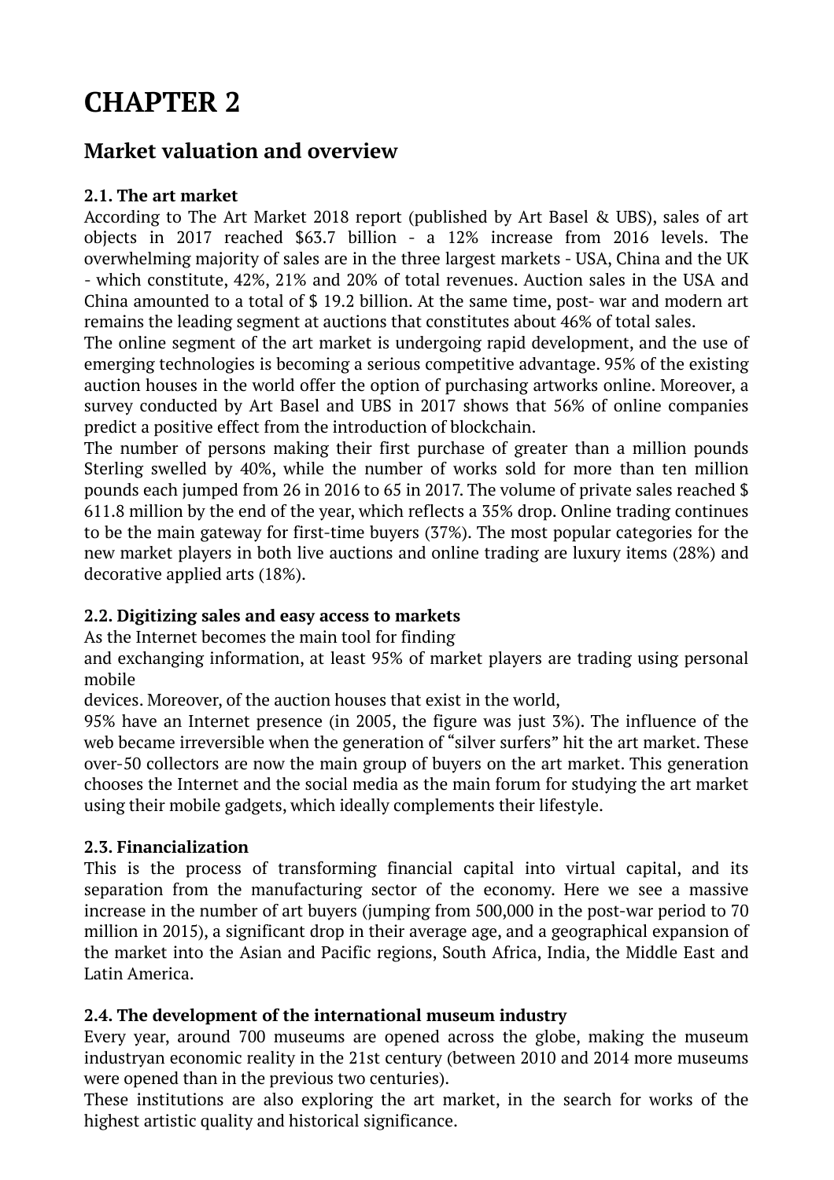# CHAPTER 2

## Market valuation and overview

**2.1. The art market**

According to The Art Market 2018 report (published by Art Basel & UBS), sales of art objects in 2017 reached $63.7 billion - a 12% increase from 2016 levels. The overwhelming majority of sales are in the three largest markets - USA, China and the UK - which constitute, 42%, 21% and 20% of total revenues. Auction sales in the USA and China amounted to a total of $ 19.2 billion. At the same time, post- war and modern art remains the leading segment at auctions that constitutes about 46% of total sales.

The online segment of the art market is undergoing rapid development, and the use of emerging technologies is becoming a serious competitive advantage. 95% of the existing auction houses in the world offer the option of purchasing artworks online. Moreover, a survey conducted by Art Basel and UBS in 2017 shows that 56% of online companies predict a positive effect from the introduction of blockchain.

The number of persons making their first purchase of greater than a million pounds Sterling swelled by 40%, while the number of works sold for more than ten million pounds each jumped from 26 in 2016 to 65 in 2017. The volume of private sales reached $ 611.8 million by the end of the year, which reflects a 35% drop. Online trading continues to be the main gateway for first-time buyers (37%). The most popular categories for the new market players in both live auctions and online trading are luxury items (28%) and decorative applied arts (18%).

**2.2. Digitizing sales and easy access to markets**

As the Internet becomes the main tool for finding and exchanging information, at least 95% of market players are trading using personal mobile devices. Moreover, of the auction houses that exist in the world, 95% have an Internet presence (in 2005, the figure was just 3%). The influence of the web became irreversible when the generation of "silver surfers" hit the art market. These over-50 collectors are now the main group of buyers on the art market. This generation chooses the Internet and the social media as the main forum for studying the art market using their mobile gadgets, which ideally complements their lifestyle.

**2.3. Financialization**

This is the process of transforming financial capital into virtual capital, and its separation from the manufacturing sector of the economy. Here we see a massive increase in the number of art buyers (jumping from 500,000 in the post-war period to 70 million in 2015), a significant drop in their average age, and a geographical expansion of the market into the Asian and Pacific regions, South Africa, India, the Middle East and Latin America.

**2.4. The development of the international museum industry**

Every year, around 700 museums are opened across the globe, making the museum industryan economic reality in the 21st century (between 2010 and 2014 more museums were opened than in the previous two centuries).

These institutions are also exploring the art market, in the search for works of the highest artistic quality and historical significance.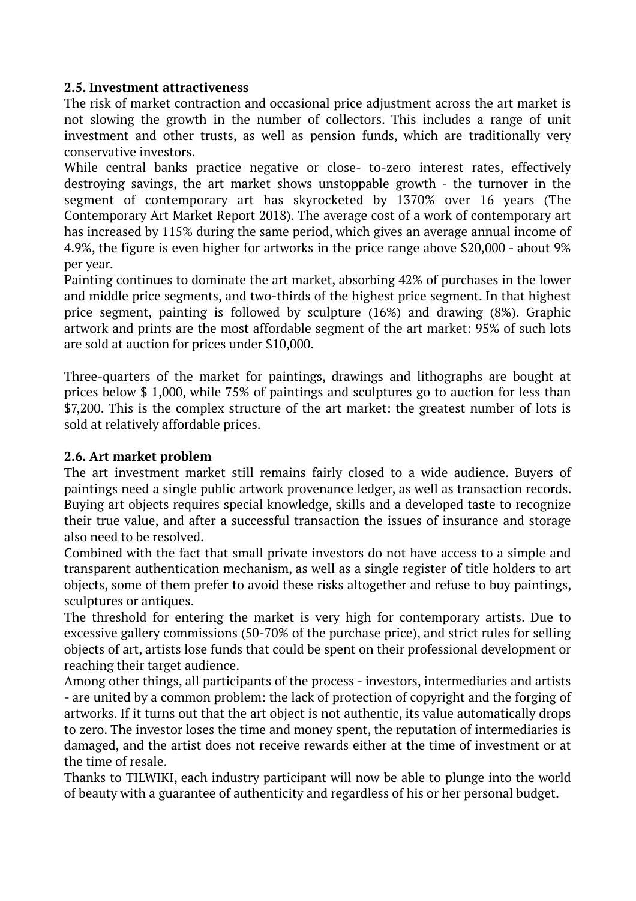### 2.5. Investment attractiveness

The risk of market contraction and occasional price adjustment across the art market is not slowing the growth in the number of collectors. This includes a range of unit investment and other trusts, as well as pension funds, which are traditionally very conservative investors.

While central banks practice negative or close- to-zero interest rates, effectively destroying savings, the art market shows unstoppable growth - the turnover in the segment of contemporary art has skyrocketed by 1370% over 16 years (The Contemporary Art Market Report 2018). The average cost of a work of contemporary art has increased by 115% during the same period, which gives an average annual income of 4.9%, the figure is even higher for artworks in the price range above $20,000 - about 9% per year.

Painting continues to dominate the art market, absorbing 42% of purchases in the lower and middle price segments, and two-thirds of the highest price segment. In that highest price segment, painting is followed by sculpture (16%) and drawing (8%). Graphic artwork and prints are the most affordable segment of the art market: 95% of such lots are sold at auction for prices under $10,000.

Three-quarters of the market for paintings, drawings and lithographs are bought at prices below $ 1,000, while 75% of paintings and sculptures go to auction for less than $7,200. This is the complex structure of the art market: the greatest number of lots is sold at relatively affordable prices.

### 2.6. Art market problem

The art investment market still remains fairly closed to a wide audience. Buyers of paintings need a single public artwork provenance ledger, as well as transaction records. Buying art objects requires special knowledge, skills and a developed taste to recognize their true value, and after a successful transaction the issues of insurance and storage also need to be resolved.

Combined with the fact that small private investors do not have access to a simple and transparent authentication mechanism, as well as a single register of title holders to art objects, some of them prefer to avoid these risks altogether and refuse to buy paintings, sculptures or antiques.

The threshold for entering the market is very high for contemporary artists. Due to excessive gallery commissions (50-70% of the purchase price), and strict rules for selling objects of art, artists lose funds that could be spent on their professional development or reaching their target audience.

Among other things, all participants of the process - investors, intermediaries and artists - are united by a common problem: the lack of protection of copyright and the forging of artworks. If it turns out that the art object is not authentic, its value automatically drops to zero. The investor loses the time and money spent, the reputation of intermediaries is damaged, and the artist does not receive rewards either at the time of investment or at the time of resale.

Thanks to TILWIKI, each industry participant will now be able to plunge into the world of beauty with a guarantee of authenticity and regardless of his or her personal budget.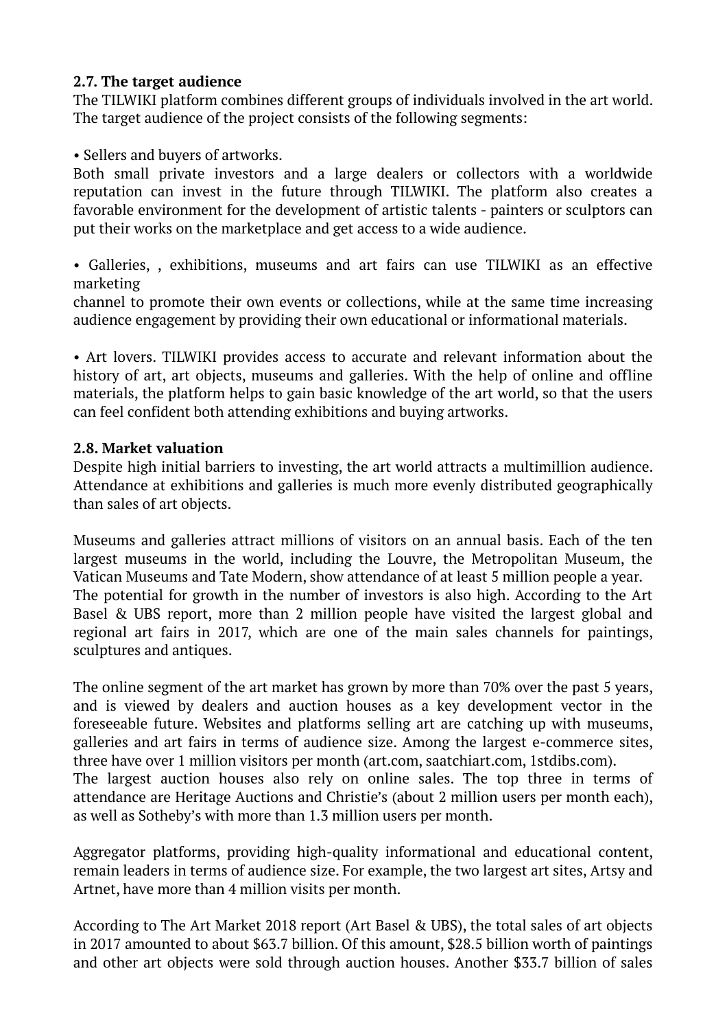**2.7. The target audience**

The TILWIKI platform combines different groups of individuals involved in the art world. The target audience of the project consists of the following segments:

• Sellers and buyers of artworks.
Both small private investors and a large dealers or collectors with a worldwide reputation can invest in the future through TILWIKI. The platform also creates a favorable environment for the development of artistic talents - painters or sculptors can put their works on the marketplace and get access to a wide audience.

• Galleries, , exhibitions, museums and art fairs can use TILWIKI as an effective marketing
channel to promote their own events or collections, while at the same time increasing audience engagement by providing their own educational or informational materials.

• Art lovers. TILWIKI provides access to accurate and relevant information about the history of art, art objects, museums and galleries. With the help of online and offline materials, the platform helps to gain basic knowledge of the art world, so that the users can feel confident both attending exhibitions and buying artworks.

**2.8. Market valuation**

Despite high initial barriers to investing, the art world attracts a multimillion audience. Attendance at exhibitions and galleries is much more evenly distributed geographically than sales of art objects.

Museums and galleries attract millions of visitors on an annual basis. Each of the ten largest museums in the world, including the Louvre, the Metropolitan Museum, the Vatican Museums and Tate Modern, show attendance of at least 5 million people a year.
The potential for growth in the number of investors is also high. According to the Art Basel & UBS report, more than 2 million people have visited the largest global and regional art fairs in 2017, which are one of the main sales channels for paintings, sculptures and antiques.

The online segment of the art market has grown by more than 70% over the past 5 years, and is viewed by dealers and auction houses as a key development vector in the foreseeable future. Websites and platforms selling art are catching up with museums, galleries and art fairs in terms of audience size. Among the largest e-commerce sites, three have over 1 million visitors per month (art.com, saatchiart.com, 1stdibs.com).
The largest auction houses also rely on online sales. The top three in terms of attendance are Heritage Auctions and Christie's (about 2 million users per month each), as well as Sotheby's with more than 1.3 million users per month.

Aggregator platforms, providing high-quality informational and educational content, remain leaders in terms of audience size. For example, the two largest art sites, Artsy and Artnet, have more than 4 million visits per month.

According to The Art Market 2018 report (Art Basel & UBS), the total sales of art objects in 2017 amounted to about $63.7 billion. Of this amount, $28.5 billion worth of paintings and other art objects were sold through auction houses. Another $33.7 billion of sales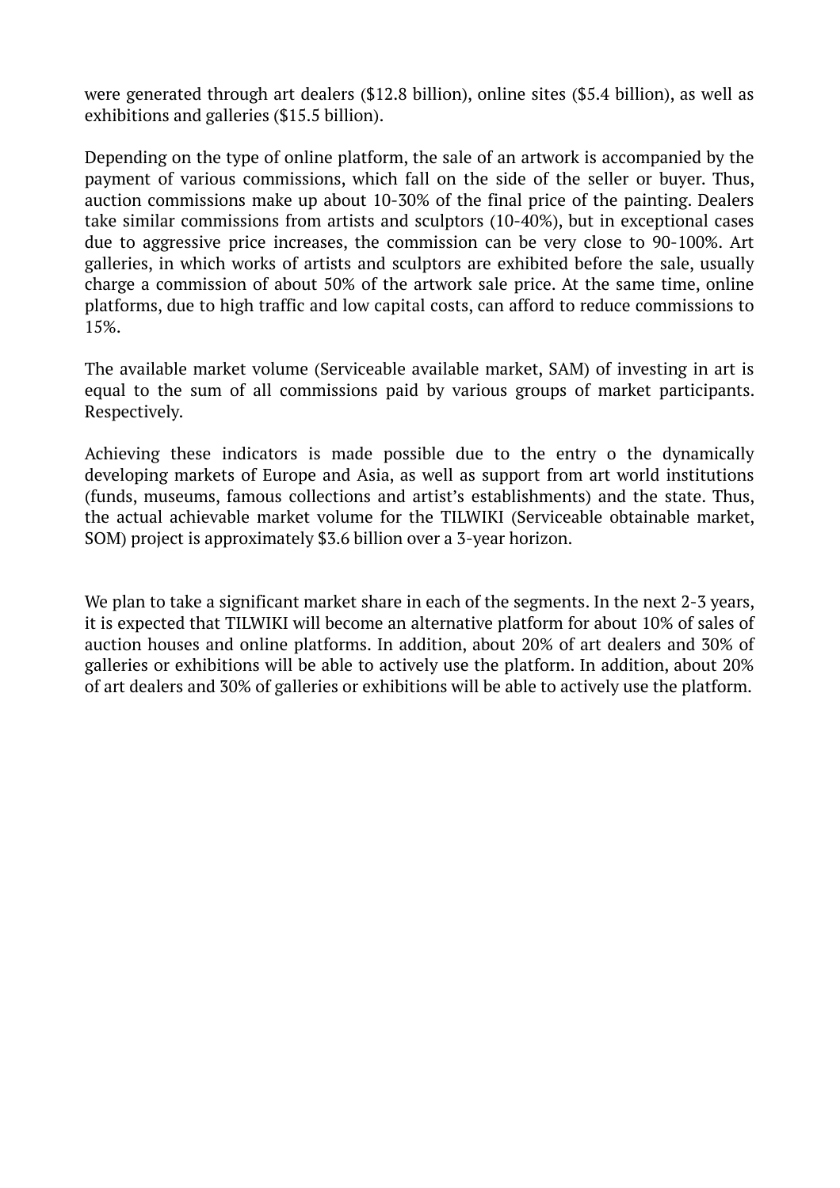were generated through art dealers ($12.8 billion), online sites ($5.4 billion), as well as exhibitions and galleries ($15.5 billion).

Depending on the type of online platform, the sale of an artwork is accompanied by the payment of various commissions, which fall on the side of the seller or buyer. Thus, auction commissions make up about 10-30% of the final price of the painting. Dealers take similar commissions from artists and sculptors (10-40%), but in exceptional cases due to aggressive price increases, the commission can be very close to 90-100%. Art galleries, in which works of artists and sculptors are exhibited before the sale, usually charge a commission of about 50% of the artwork sale price. At the same time, online platforms, due to high traffic and low capital costs, can afford to reduce commissions to 15%.

The available market volume (Serviceable available market, SAM) of investing in art is equal to the sum of all commissions paid by various groups of market participants. Respectively.

Achieving these indicators is made possible due to the entry o the dynamically developing markets of Europe and Asia, as well as support from art world institutions (funds, museums, famous collections and artist's establishments) and the state. Thus, the actual achievable market volume for the TILWIKI (Serviceable obtainable market, SOM) project is approximately $3.6 billion over a 3-year horizon.

We plan to take a significant market share in each of the segments. In the next 2-3 years, it is expected that TILWIKI will become an alternative platform for about 10% of sales of auction houses and online platforms. In addition, about 20% of art dealers and 30% of galleries or exhibitions will be able to actively use the platform. In addition, about 20% of art dealers and 30% of galleries or exhibitions will be able to actively use the platform.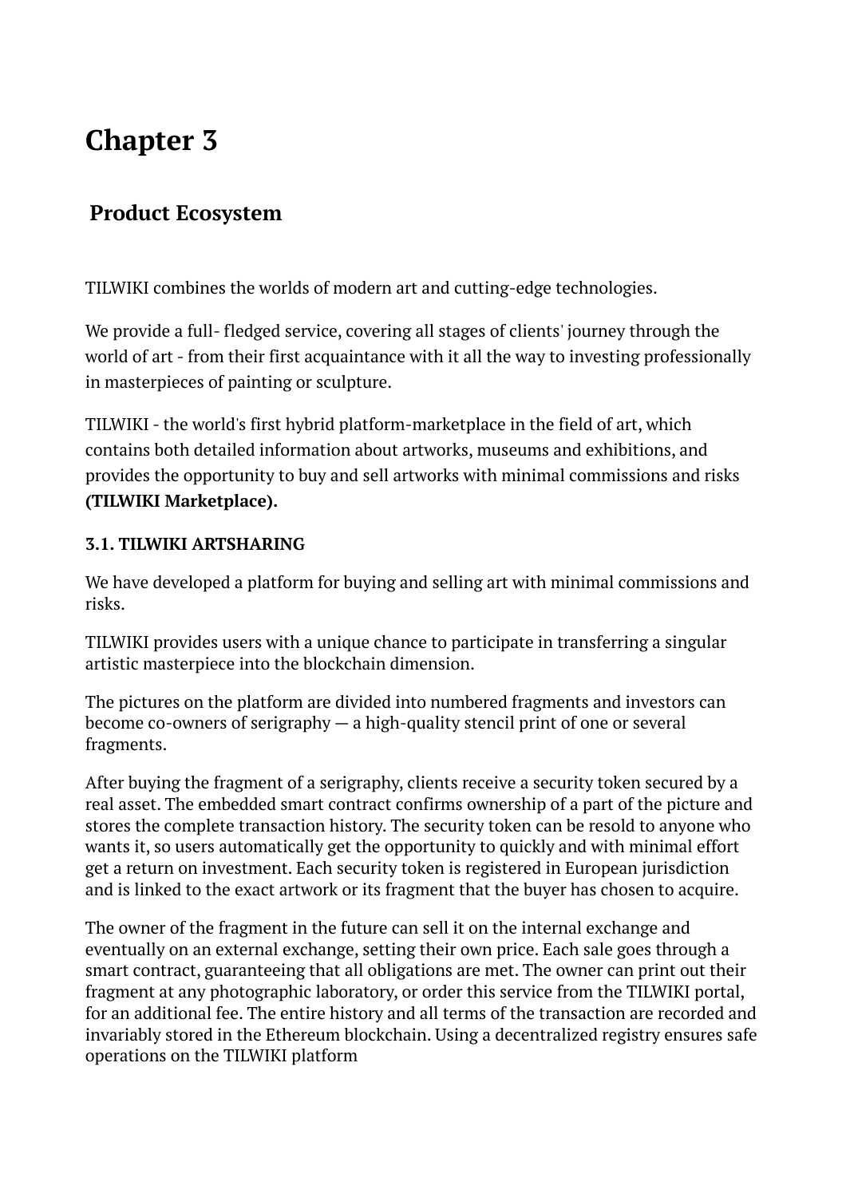# Chapter 3

## Product Ecosystem

TILWIKI combines the worlds of modern art and cutting-edge technologies.

We provide a full- fledged service, covering all stages of clients' journey through the world of art - from their first acquaintance with it all the way to investing professionally in masterpieces of painting or sculpture.

TILWIKI - the world's first hybrid platform-marketplace in the field of art, which contains both detailed information about artworks, museums and exhibitions, and provides the opportunity to buy and sell artworks with minimal commissions and risks **(TILWIKI Marketplace).**

### 3.1. TILWIKI ARTSHARING

We have developed a platform for buying and selling art with minimal commissions and risks.

TILWIKI provides users with a unique chance to participate in transferring a singular artistic masterpiece into the blockchain dimension.

The pictures on the platform are divided into numbered fragments and investors can become co-owners of serigraphy — a high-quality stencil print of one or several fragments.

After buying the fragment of a serigraphy, clients receive a security token secured by a real asset. The embedded smart contract confirms ownership of a part of the picture and stores the complete transaction history. The security token can be resold to anyone who wants it, so users automatically get the opportunity to quickly and with minimal effort get a return on investment. Each security token is registered in European jurisdiction and is linked to the exact artwork or its fragment that the buyer has chosen to acquire.

The owner of the fragment in the future can sell it on the internal exchange and eventually on an external exchange, setting their own price. Each sale goes through a smart contract, guaranteeing that all obligations are met. The owner can print out their fragment at any photographic laboratory, or order this service from the TILWIKI portal, for an additional fee. The entire history and all terms of the transaction are recorded and invariably stored in the Ethereum blockchain. Using a decentralized registry ensures safe operations on the TILWIKI platform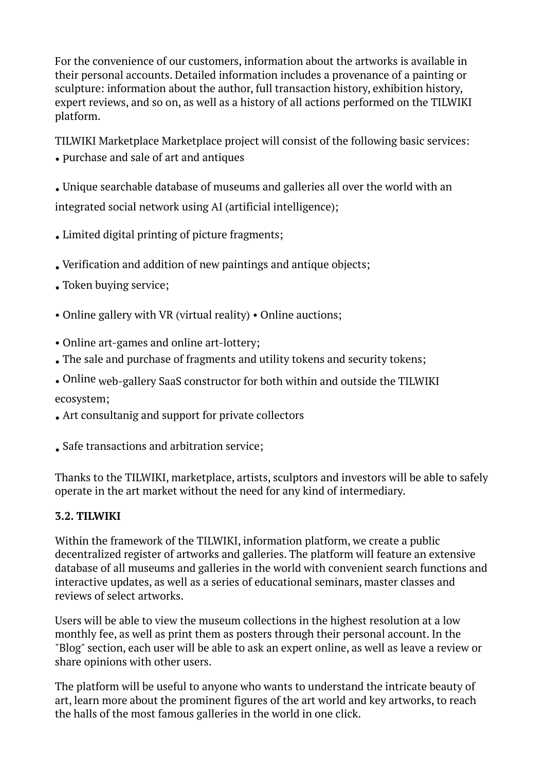For the convenience of our customers, information about the artworks is available in their personal accounts. Detailed information includes a provenance of a painting or sculpture: information about the author, full transaction history, exhibition history, expert reviews, and so on, as well as a history of all actions performed on the TILWIKI platform.

TILWIKI Marketplace Marketplace project will consist of the following basic services:

- Purchase and sale of art and antiques
- Unique searchable database of museums and galleries all over the world with an integrated social network using AI (artificial intelligence);
- Limited digital printing of picture fragments;
- Verification and addition of new paintings and antique objects;
- Token buying service;
- Online gallery with VR (virtual reality) • Online auctions;
- Online art-games and online art-lottery;
- The sale and purchase of fragments and utility tokens and security tokens;
- Online web-gallery SaaS constructor for both within and outside the TILWIKI ecosystem;
- Art consultanig and support for private collectors
- Safe transactions and arbitration service;

Thanks to the TILWIKI, marketplace, artists, sculptors and investors will be able to safely operate in the art market without the need for any kind of intermediary.

### 3.2. TILWIKI

Within the framework of the TILWIKI, information platform, we create a public decentralized register of artworks and galleries. The platform will feature an extensive database of all museums and galleries in the world with convenient search functions and interactive updates, as well as a series of educational seminars, master classes and reviews of select artworks.

Users will be able to view the museum collections in the highest resolution at a low monthly fee, as well as print them as posters through their personal account. In the "Blog" section, each user will be able to ask an expert online, as well as leave a review or share opinions with other users.

The platform will be useful to anyone who wants to understand the intricate beauty of art, learn more about the prominent figures of the art world and key artworks, to reach the halls of the most famous galleries in the world in one click.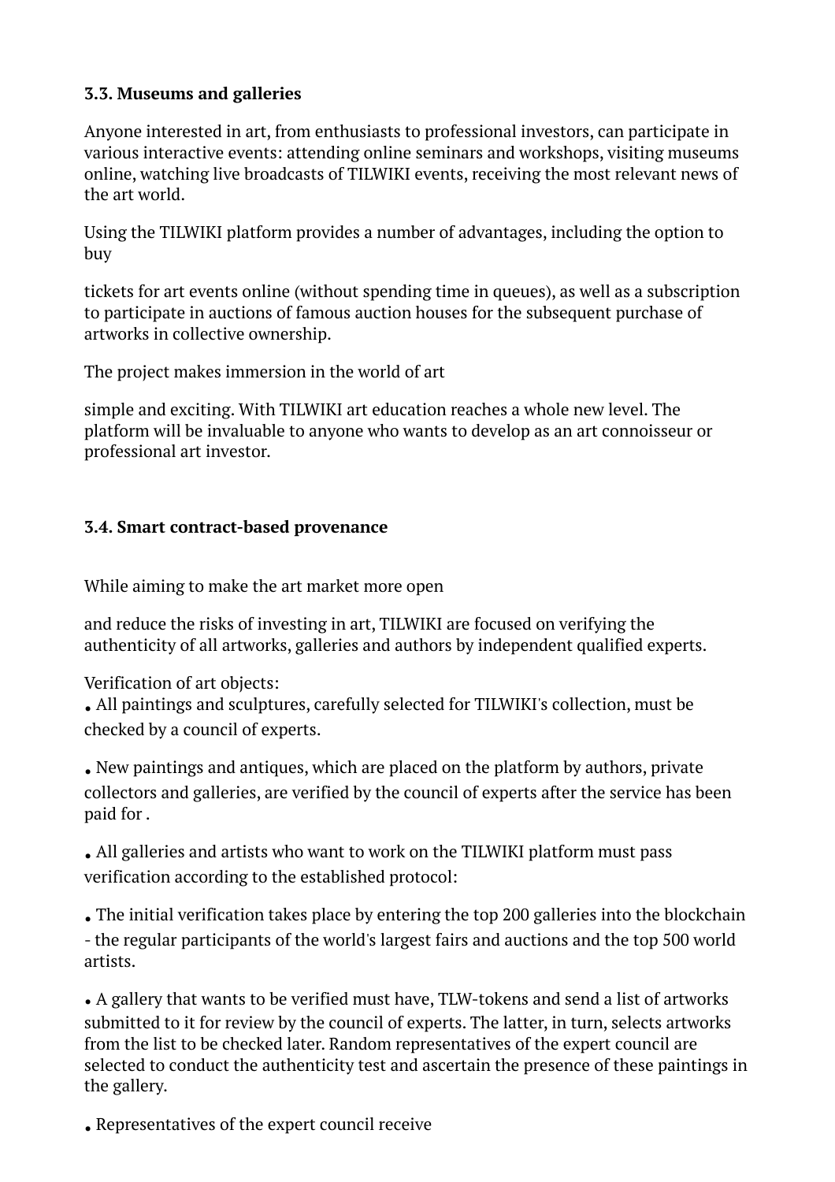### 3.3. Museums and galleries

Anyone interested in art, from enthusiasts to professional investors, can participate in various interactive events: attending online seminars and workshops, visiting museums online, watching live broadcasts of TILWIKI events, receiving the most relevant news of the art world.

Using the TILWIKI platform provides a number of advantages, including the option to buy

tickets for art events online (without spending time in queues), as well as a subscription to participate in auctions of famous auction houses for the subsequent purchase of artworks in collective ownership.

The project makes immersion in the world of art

simple and exciting. With TILWIKI art education reaches a whole new level. The platform will be invaluable to anyone who wants to develop as an art connoisseur or professional art investor.

### 3.4. Smart contract-based provenance

While aiming to make the art market more open

and reduce the risks of investing in art, TILWIKI are focused on verifying the authenticity of all artworks, galleries and authors by independent qualified experts.

Verification of art objects:

- All paintings and sculptures, carefully selected for TILWIKI's collection, must be checked by a council of experts.
- New paintings and antiques, which are placed on the platform by authors, private collectors and galleries, are verified by the council of experts after the service has been paid for .
- All galleries and artists who want to work on the TILWIKI platform must pass verification according to the established protocol:
- The initial verification takes place by entering the top 200 galleries into the blockchain - the regular participants of the world's largest fairs and auctions and the top 500 world artists.
- A gallery that wants to be verified must have, TLW-tokens and send a list of artworks submitted to it for review by the council of experts. The latter, in turn, selects artworks from the list to be checked later. Random representatives of the expert council are selected to conduct the authenticity test and ascertain the presence of these paintings in the gallery.
- Representatives of the expert council receive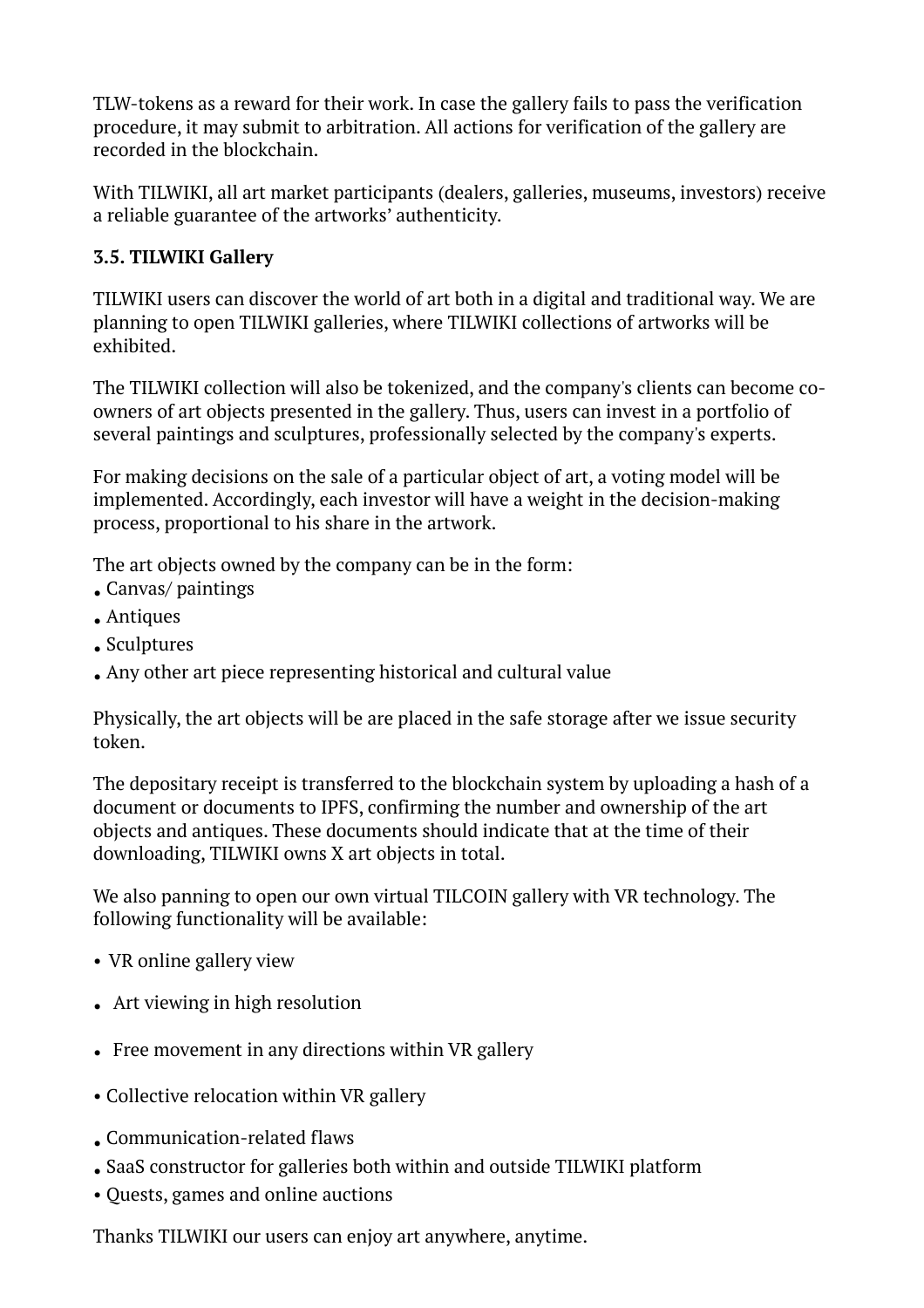TLW-tokens as a reward for their work. In case the gallery fails to pass the verification procedure, it may submit to arbitration. All actions for verification of the gallery are recorded in the blockchain.

With TILWIKI, all art market participants (dealers, galleries, museums, investors) receive a reliable guarantee of the artworks' authenticity.

### 3.5. TILWIKI Gallery

TILWIKI users can discover the world of art both in a digital and traditional way. We are planning to open TILWIKI galleries, where TILWIKI collections of artworks will be exhibited.

The TILWIKI collection will also be tokenized, and the company's clients can become co-owners of art objects presented in the gallery. Thus, users can invest in a portfolio of several paintings and sculptures, professionally selected by the company's experts.

For making decisions on the sale of a particular object of art, a voting model will be implemented. Accordingly, each investor will have a weight in the decision-making process, proportional to his share in the artwork.

The art objects owned by the company can be in the form:

- Canvas/ paintings
- Antiques
- Sculptures
- Any other art piece representing historical and cultural value

Physically, the art objects will be are placed in the safe storage after we issue security token.

The depositary receipt is transferred to the blockchain system by uploading a hash of a document or documents to IPFS, confirming the number and ownership of the art objects and antiques. These documents should indicate that at the time of their downloading, TILWIKI owns X art objects in total.

We also panning to open our own virtual TILCOIN gallery with VR technology. The following functionality will be available:

- VR online gallery view
- Art viewing in high resolution
- Free movement in any directions within VR gallery
- Collective relocation within VR gallery
- Communication-related flaws
- SaaS constructor for galleries both within and outside TILWIKI platform
- Quests, games and online auctions

Thanks TILWIKI our users can enjoy art anywhere, anytime.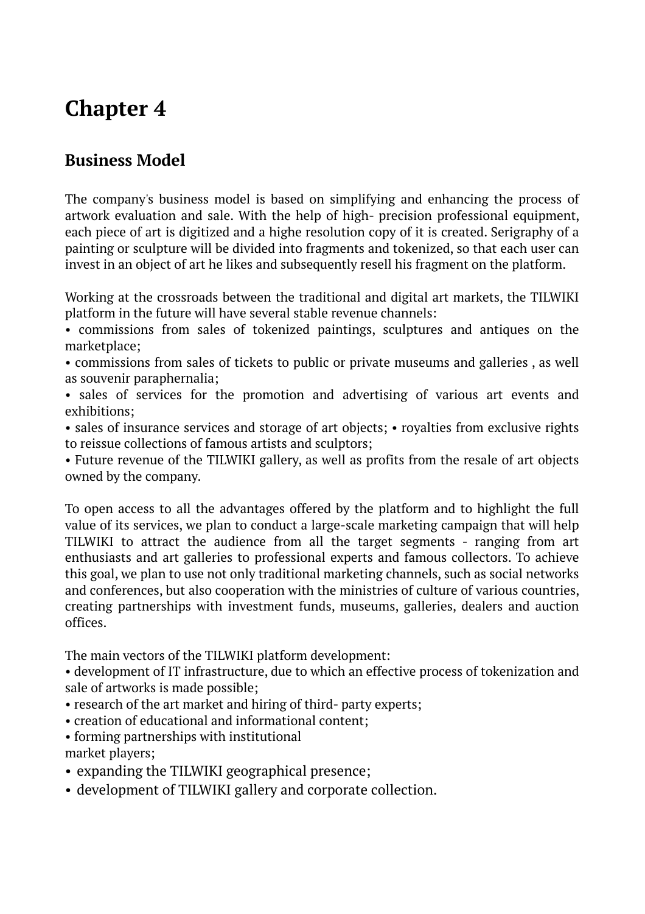# Chapter 4

## Business Model

The company's business model is based on simplifying and enhancing the process of artwork evaluation and sale. With the help of high- precision professional equipment, each piece of art is digitized and a highe resolution copy of it is created. Serigraphy of a painting or sculpture will be divided into fragments and tokenized, so that each user can invest in an object of art he likes and subsequently resell his fragment on the platform.

Working at the crossroads between the traditional and digital art markets, the TILWIKI platform in the future will have several stable revenue channels:

- commissions from sales of tokenized paintings, sculptures and antiques on the marketplace;
- commissions from sales of tickets to public or private museums and galleries , as well as souvenir paraphernalia;
- sales of services for the promotion and advertising of various art events and exhibitions;
- sales of insurance services and storage of art objects;
- royalties from exclusive rights to reissue collections of famous artists and sculptors;
- Future revenue of the TILWIKI gallery, as well as profits from the resale of art objects owned by the company.

To open access to all the advantages offered by the platform and to highlight the full value of its services, we plan to conduct a large-scale marketing campaign that will help TILWIKI to attract the audience from all the target segments - ranging from art enthusiasts and art galleries to professional experts and famous collectors. To achieve this goal, we plan to use not only traditional marketing channels, such as social networks and conferences, but also cooperation with the ministries of culture of various countries, creating partnerships with investment funds, museums, galleries, dealers and auction offices.

The main vectors of the TILWIKI platform development:

- development of IT infrastructure, due to which an effective process of tokenization and sale of artworks is made possible;
- research of the art market and hiring of third- party experts;
- creation of educational and informational content;
- forming partnerships with institutional market players;
- expanding the TILWIKI geographical presence;
- development of TILWIKI gallery and corporate collection.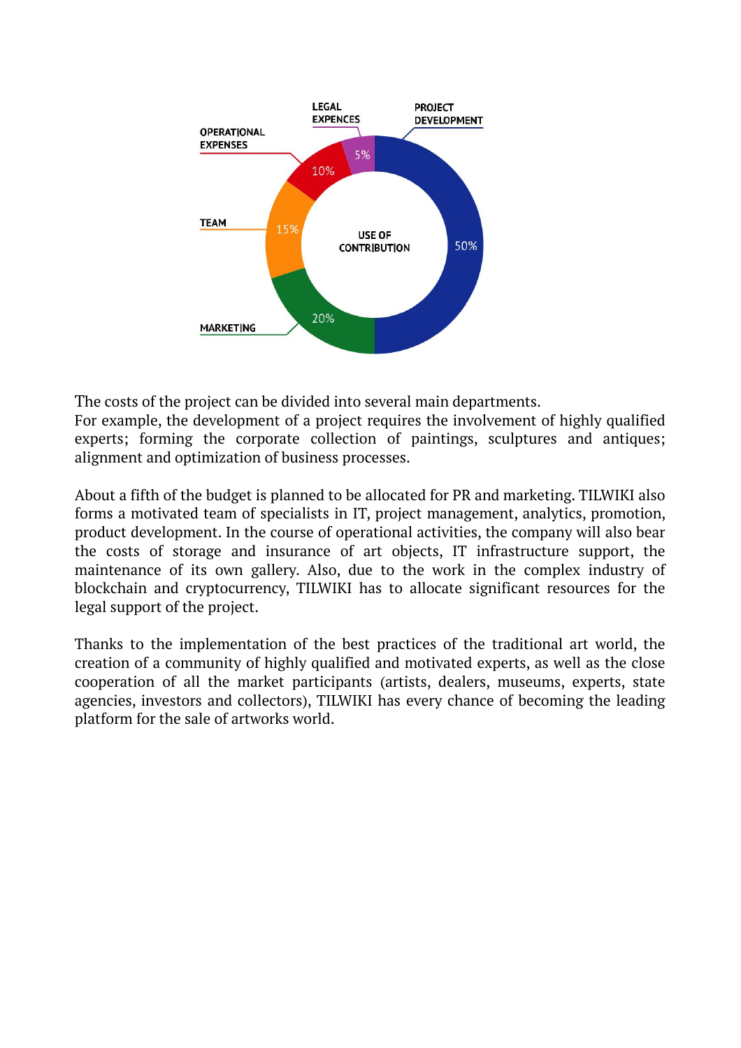USE OF CONTRIBUTION

| Category | Share |
| --- | --- |
| PROJECT DEVELOPMENT | 50% |
| MARKETING | 20% |
| TEAM | 15% |
| OPERATIONAL EXPENSES | 10% |
| LEGAL EXPENCES | 5% |

The costs of the project can be divided into several main departments.
For example, the development of a project requires the involvement of highly qualified experts; forming the corporate collection of paintings, sculptures and antiques; alignment and optimization of business processes.

About a fifth of the budget is planned to be allocated for PR and marketing. TILWIKI also forms a motivated team of specialists in IT, project management, analytics, promotion, product development. In the course of operational activities, the company will also bear the costs of storage and insurance of art objects, IT infrastructure support, the maintenance of its own gallery. Also, due to the work in the complex industry of blockchain and cryptocurrency, TILWIKI has to allocate significant resources for the legal support of the project.

Thanks to the implementation of the best practices of the traditional art world, the creation of a community of highly qualified and motivated experts, as well as the close cooperation of all the market participants (artists, dealers, museums, experts, state agencies, investors and collectors), TILWIKI has every chance of becoming the leading platform for the sale of artworks world.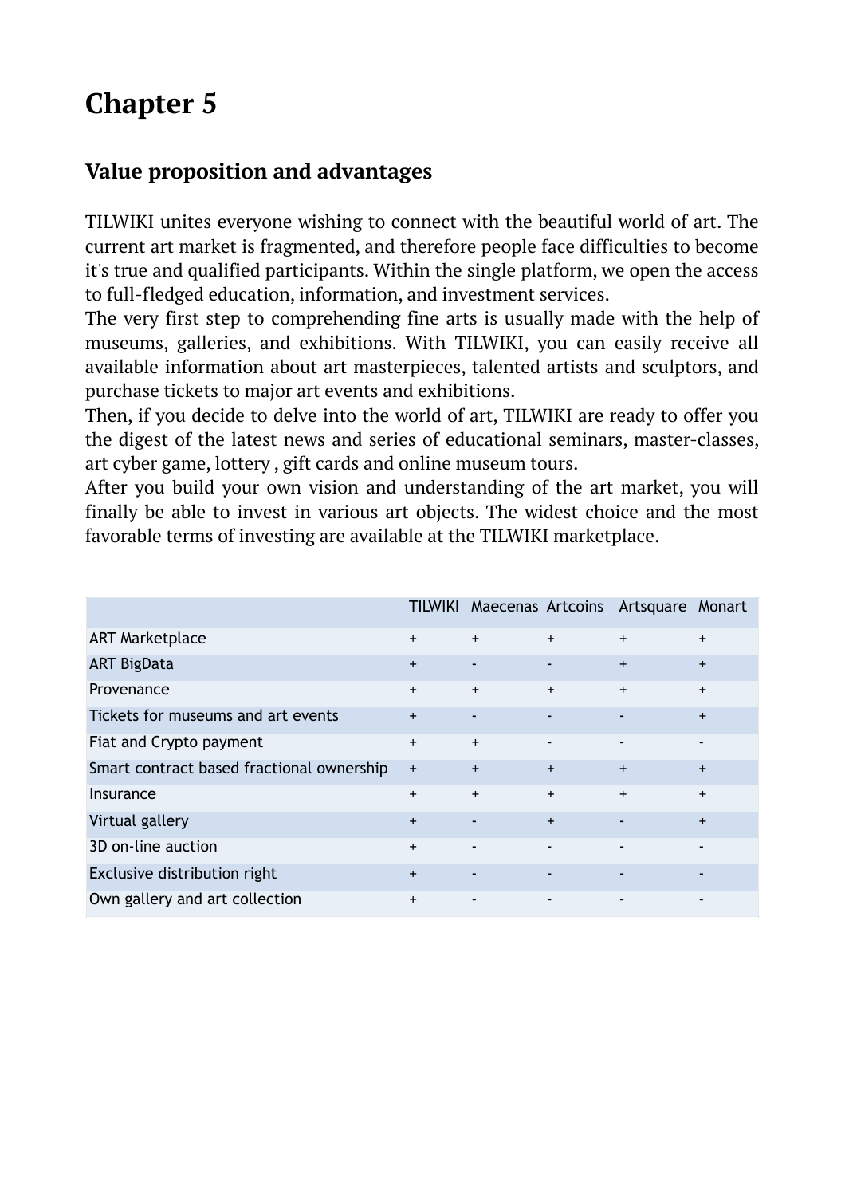# Chapter 5

## Value proposition and advantages

TILWIKI unites everyone wishing to connect with the beautiful world of art. The current art market is fragmented, and therefore people face difficulties to become it's true and qualified participants. Within the single platform, we open the access to full-fledged education, information, and investment services.
The very first step to comprehending fine arts is usually made with the help of museums, galleries, and exhibitions. With TILWIKI, you can easily receive all available information about art masterpieces, talented artists and sculptors, and purchase tickets to major art events and exhibitions.
Then, if you decide to delve into the world of art, TILWIKI are ready to offer you the digest of the latest news and series of educational seminars, master-classes, art cyber game, lottery , gift cards and online museum tours.
After you build your own vision and understanding of the art market, you will finally be able to invest in various art objects. The widest choice and the most favorable terms of investing are available at the TILWIKI marketplace.

| | TILWIKI | Maecenas | Artcoins | Artsquare | Monart |
|---|---|---|---|---|---|
| ART Marketplace | + | + | + | + | + |
| ART BigData | + | - | - | + | + |
| Provenance | + | + | + | + | + |
| Tickets for museums and art events | + | - | - | - | + |
| Fiat and Crypto payment | + | + | - | - | - |
| Smart contract based fractional ownership | + | + | + | + | + |
| Insurance | + | + | + | + | + |
| Virtual gallery | + | - | + | - | + |
| 3D on-line auction | + | - | - | - | - |
| Exclusive distribution right | + | - | - | - | - |
| Own gallery and art collection | + | - | - | - | - |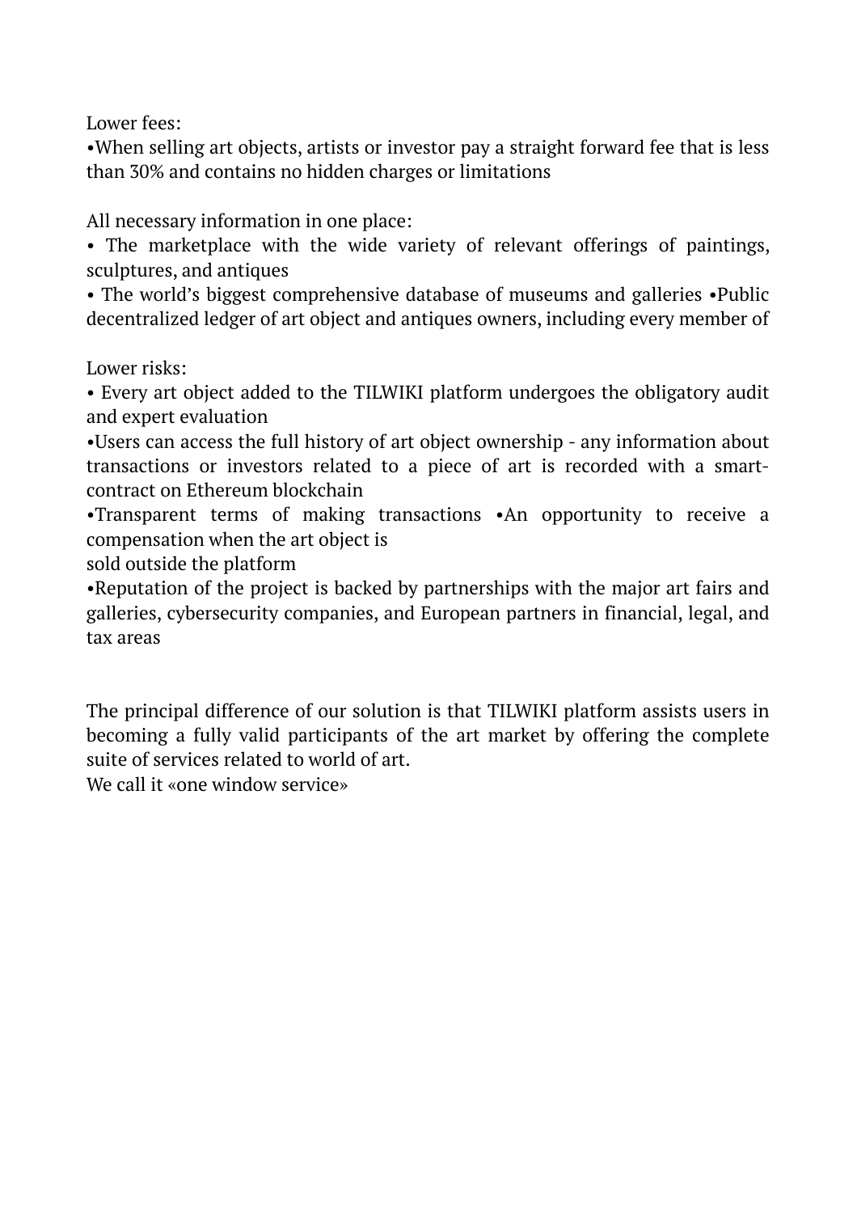Lower fees:

- When selling art objects, artists or investor pay a straight forward fee that is less than 30% and contains no hidden charges or limitations

All necessary information in one place:

- The marketplace with the wide variety of relevant offerings of paintings, sculptures, and antiques
- The world's biggest comprehensive database of museums and galleries
- Public decentralized ledger of art object and antiques owners, including every member of

Lower risks:

- Every art object added to the TILWIKI platform undergoes the obligatory audit and expert evaluation
- Users can access the full history of art object ownership - any information about transactions or investors related to a piece of art is recorded with a smart-contract on Ethereum blockchain
- Transparent terms of making transactions
- An opportunity to receive a compensation when the art object is sold outside the platform
- Reputation of the project is backed by partnerships with the major art fairs and galleries, cybersecurity companies, and European partners in financial, legal, and tax areas

The principal difference of our solution is that TILWIKI platform assists users in becoming a fully valid participants of the art market by offering the complete suite of services related to world of art.
We call it «one window service»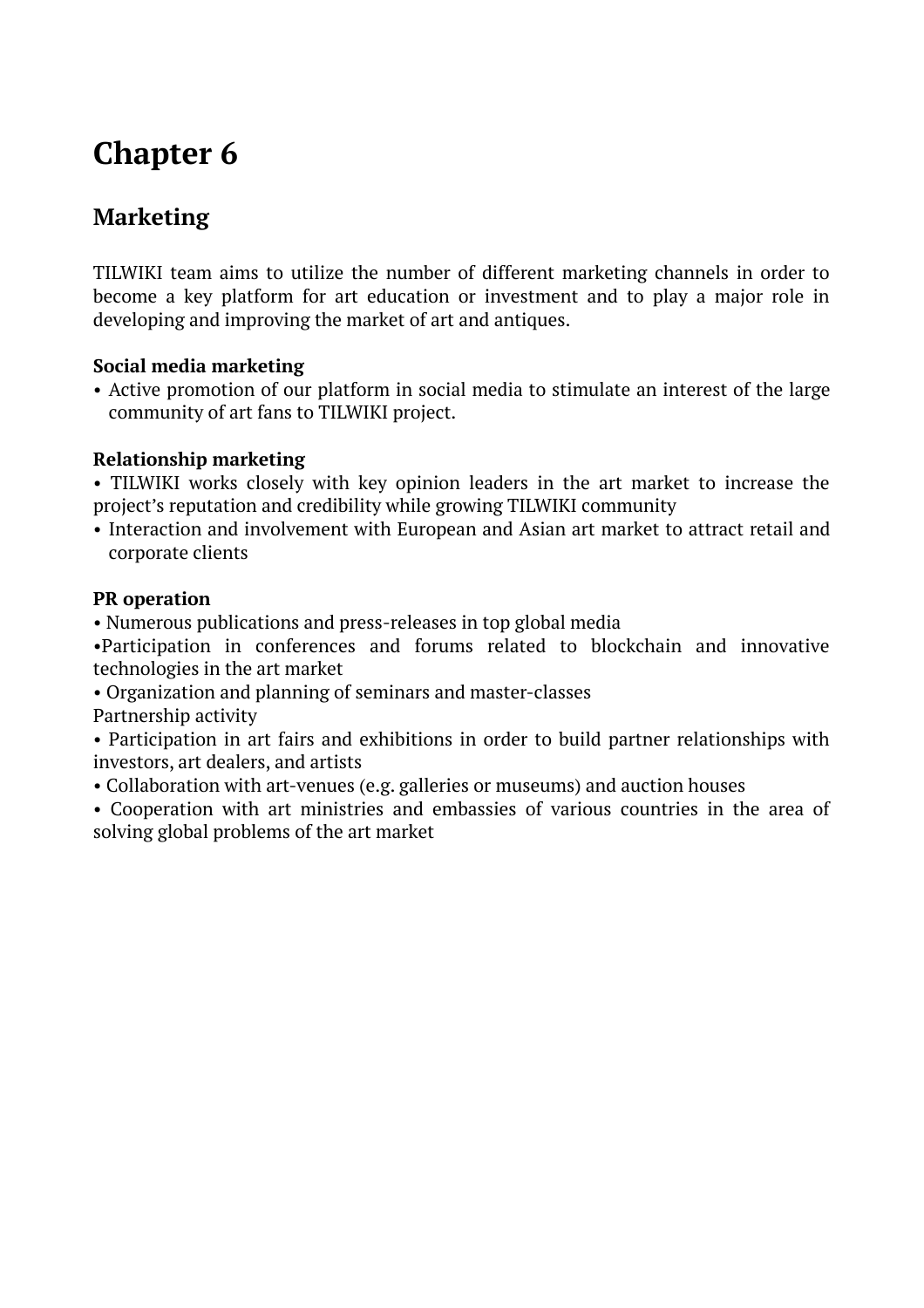# Chapter 6

## Marketing

TILWIKI team aims to utilize the number of different marketing channels in order to become a key platform for art education or investment and to play a major role in developing and improving the market of art and antiques.

**Social media marketing**

- Active promotion of our platform in social media to stimulate an interest of the large community of art fans to TILWIKI project.

**Relationship marketing**

- TILWIKI works closely with key opinion leaders in the art market to increase the project's reputation and credibility while growing TILWIKI community
- Interaction and involvement with European and Asian art market to attract retail and corporate clients

**PR operation**

- Numerous publications and press-releases in top global media
- Participation in conferences and forums related to blockchain and innovative technologies in the art market
- Organization and planning of seminars and master-classes

Partnership activity

- Participation in art fairs and exhibitions in order to build partner relationships with investors, art dealers, and artists
- Collaboration with art-venues (e.g. galleries or museums) and auction houses
- Cooperation with art ministries and embassies of various countries in the area of solving global problems of the art market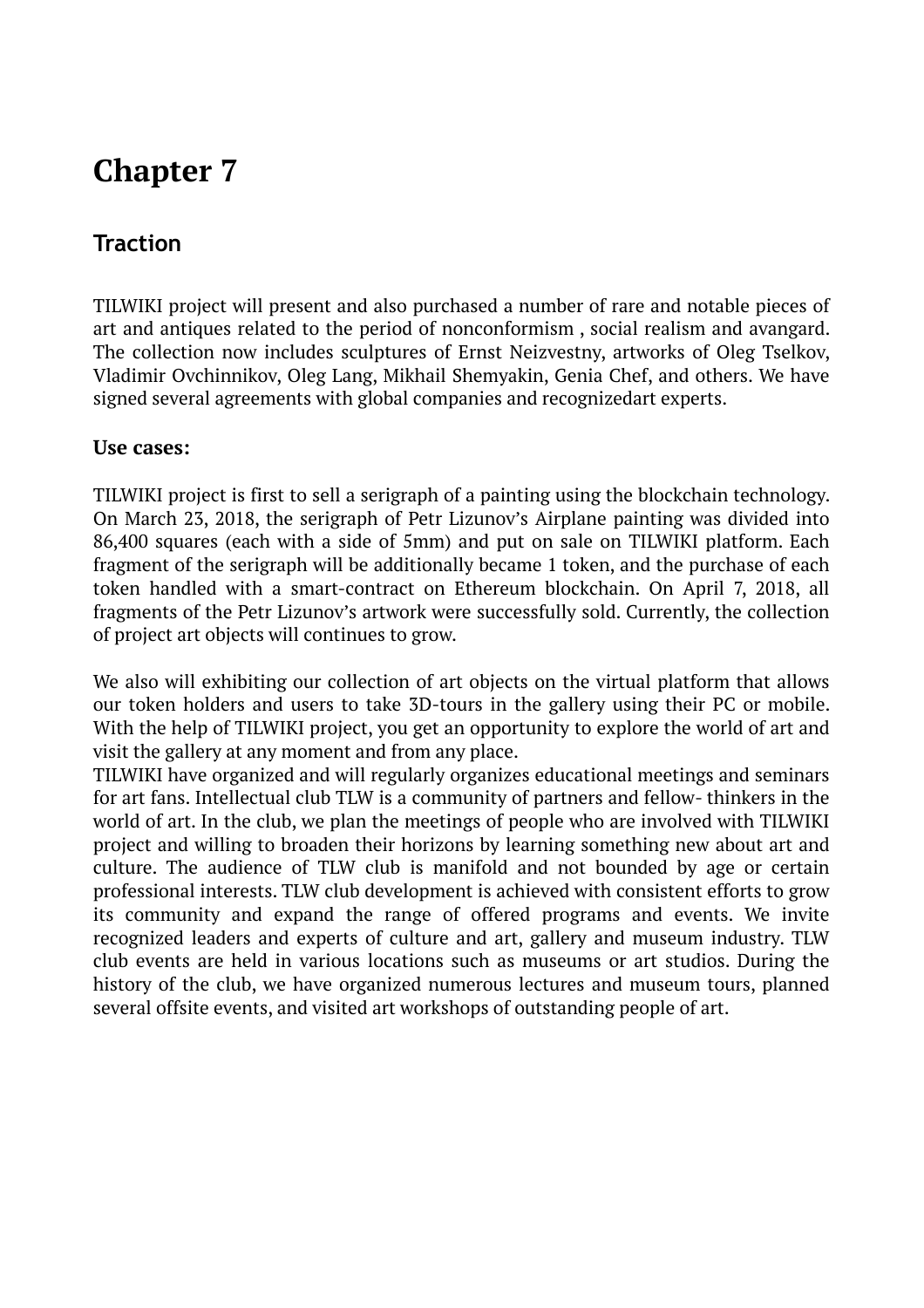# Chapter 7

## Traction

TILWIKI project will present and also purchased a number of rare and notable pieces of art and antiques related to the period of nonconformism , social realism and avangard. The collection now includes sculptures of Ernst Neizvestny, artworks of Oleg Tselkov, Vladimir Ovchinnikov, Oleg Lang, Mikhail Shemyakin, Genia Chef, and others. We have signed several agreements with global companies and recognizedart experts.

**Use cases:**

TILWIKI project is first to sell a serigraph of a painting using the blockchain technology. On March 23, 2018, the serigraph of Petr Lizunov's Airplane painting was divided into 86,400 squares (each with a side of 5mm) and put on sale on TILWIKI platform. Each fragment of the serigraph will be additionally became 1 token, and the purchase of each token handled with a smart-contract on Ethereum blockchain. On April 7, 2018, all fragments of the Petr Lizunov's artwork were successfully sold. Currently, the collection of project art objects will continues to grow.

We also will exhibiting our collection of art objects on the virtual platform that allows our token holders and users to take 3D-tours in the gallery using their PC or mobile. With the help of TILWIKI project, you get an opportunity to explore the world of art and visit the gallery at any moment and from any place.
TILWIKI have organized and will regularly organizes educational meetings and seminars for art fans. Intellectual club TLW is a community of partners and fellow- thinkers in the world of art. In the club, we plan the meetings of people who are involved with TILWIKI project and willing to broaden their horizons by learning something new about art and culture. The audience of TLW club is manifold and not bounded by age or certain professional interests. TLW club development is achieved with consistent efforts to grow its community and expand the range of offered programs and events. We invite recognized leaders and experts of culture and art, gallery and museum industry. TLW club events are held in various locations such as museums or art studios. During the history of the club, we have organized numerous lectures and museum tours, planned several offsite events, and visited art workshops of outstanding people of art.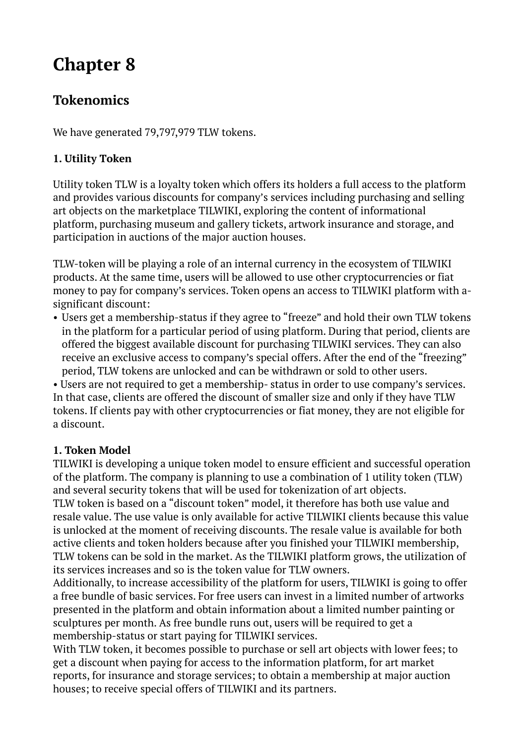# Chapter 8

## Tokenomics

We have generated 79,797,979 TLW tokens.

**1. Utility Token**

Utility token TLW is a loyalty token which offers its holders a full access to the platform and provides various discounts for company's services including purchasing and selling art objects on the marketplace TILWIKI, exploring the content of informational platform, purchasing museum and gallery tickets, artwork insurance and storage, and participation in auctions of the major auction houses.

TLW-token will be playing a role of an internal currency in the ecosystem of TILWIKI products. At the same time, users will be allowed to use other cryptocurrencies or fiat money to pay for company's services. Token opens an access to TILWIKI platform with a-significant discount:

- Users get a membership-status if they agree to "freeze" and hold their own TLW tokens in the platform for a particular period of using platform. During that period, clients are offered the biggest available discount for purchasing TILWIKI services. They can also receive an exclusive access to company's special offers. After the end of the "freezing" period, TLW tokens are unlocked and can be withdrawn or sold to other users.

• Users are not required to get a membership- status in order to use company's services. In that case, clients are offered the discount of smaller size and only if they have TLW tokens. If clients pay with other cryptocurrencies or fiat money, they are not eligible for a discount.

**1. Token Model**

TILWIKI is developing a unique token model to ensure efficient and successful operation of the platform. The company is planning to use a combination of 1 utility token (TLW) and several security tokens that will be used for tokenization of art objects.

TLW token is based on a "discount token" model, it therefore has both use value and resale value. The use value is only available for active TILWIKI clients because this value is unlocked at the moment of receiving discounts. The resale value is available for both active clients and token holders because after you finished your TILWIKI membership, TLW tokens can be sold in the market. As the TILWIKI platform grows, the utilization of its services increases and so is the token value for TLW owners.

Additionally, to increase accessibility of the platform for users, TILWIKI is going to offer a free bundle of basic services. For free users can invest in a limited number of artworks presented in the platform and obtain information about a limited number painting or sculptures per month. As free bundle runs out, users will be required to get a membership-status or start paying for TILWIKI services.

With TLW token, it becomes possible to purchase or sell art objects with lower fees; to get a discount when paying for access to the information platform, for art market reports, for insurance and storage services; to obtain a membership at major auction houses; to receive special offers of TILWIKI and its partners.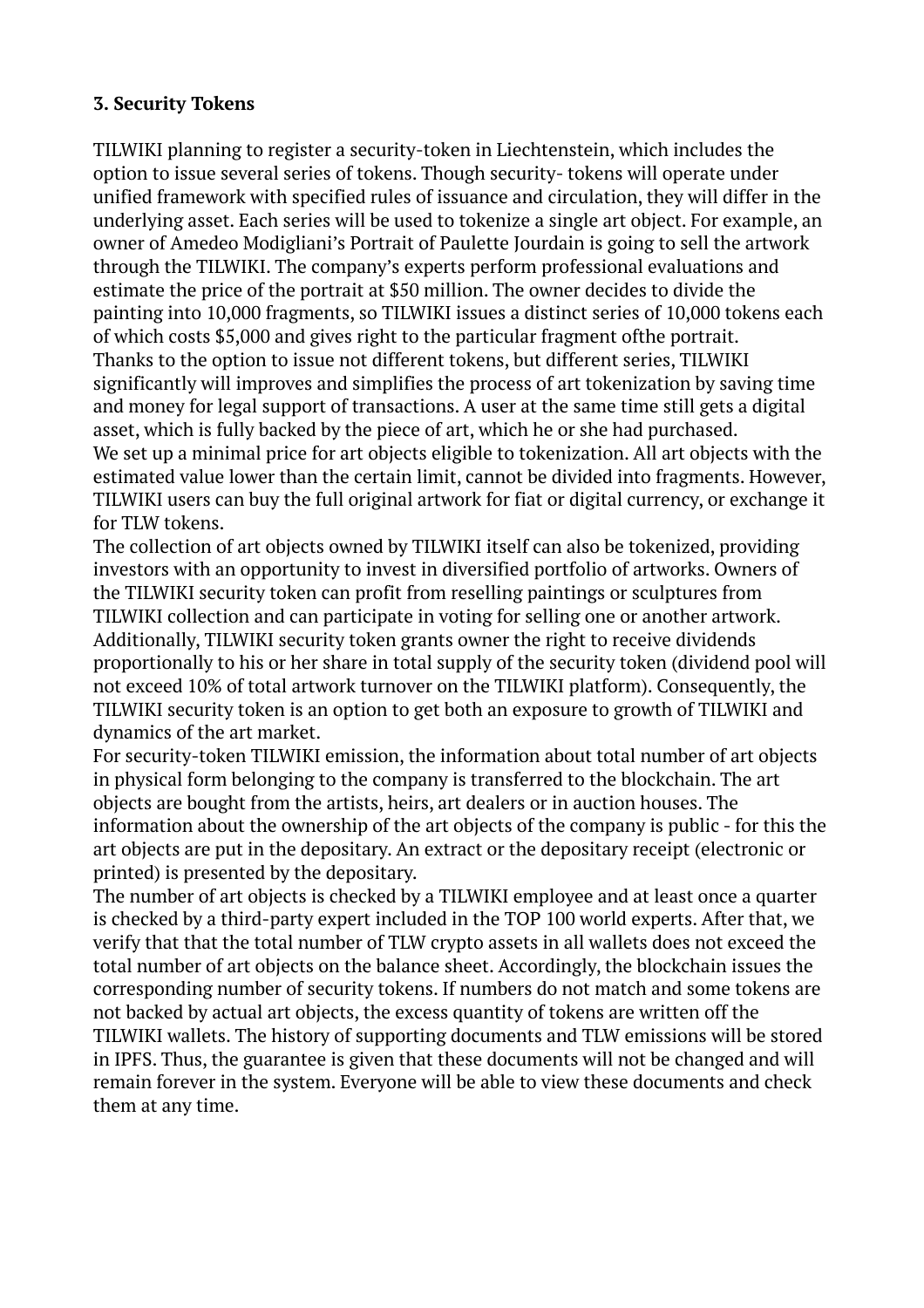### 3. Security Tokens

TILWIKI planning to register a security-token in Liechtenstein, which includes the option to issue several series of tokens. Though security- tokens will operate under unified framework with specified rules of issuance and circulation, they will differ in the underlying asset. Each series will be used to tokenize a single art object. For example, an owner of Amedeo Modigliani's Portrait of Paulette Jourdain is going to sell the artwork through the TILWIKI. The company's experts perform professional evaluations and estimate the price of the portrait at $50 million. The owner decides to divide the painting into 10,000 fragments, so TILWIKI issues a distinct series of 10,000 tokens each of which costs $5,000 and gives right to the particular fragment ofthe portrait.

Thanks to the option to issue not different tokens, but different series, TILWIKI significantly will improves and simplifies the process of art tokenization by saving time and money for legal support of transactions. A user at the same time still gets a digital asset, which is fully backed by the piece of art, which he or she had purchased.

We set up a minimal price for art objects eligible to tokenization. All art objects with the estimated value lower than the certain limit, cannot be divided into fragments. However, TILWIKI users can buy the full original artwork for fiat or digital currency, or exchange it for TLW tokens.

The collection of art objects owned by TILWIKI itself can also be tokenized, providing investors with an opportunity to invest in diversified portfolio of artworks. Owners of the TILWIKI security token can profit from reselling paintings or sculptures from TILWIKI collection and can participate in voting for selling one or another artwork. Additionally, TILWIKI security token grants owner the right to receive dividends proportionally to his or her share in total supply of the security token (dividend pool will not exceed 10% of total artwork turnover on the TILWIKI platform). Consequently, the TILWIKI security token is an option to get both an exposure to growth of TILWIKI and dynamics of the art market.

For security-token TILWIKI emission, the information about total number of art objects in physical form belonging to the company is transferred to the blockchain. The art objects are bought from the artists, heirs, art dealers or in auction houses. The information about the ownership of the art objects of the company is public - for this the art objects are put in the depositary. An extract or the depositary receipt (electronic or printed) is presented by the depositary.

The number of art objects is checked by a TILWIKI employee and at least once a quarter is checked by a third-party expert included in the TOP 100 world experts. After that, we verify that that the total number of TLW crypto assets in all wallets does not exceed the total number of art objects on the balance sheet. Accordingly, the blockchain issues the corresponding number of security tokens. If numbers do not match and some tokens are not backed by actual art objects, the excess quantity of tokens are written off the TILWIKI wallets. The history of supporting documents and TLW emissions will be stored in IPFS. Thus, the guarantee is given that these documents will not be changed and will remain forever in the system. Everyone will be able to view these documents and check them at any time.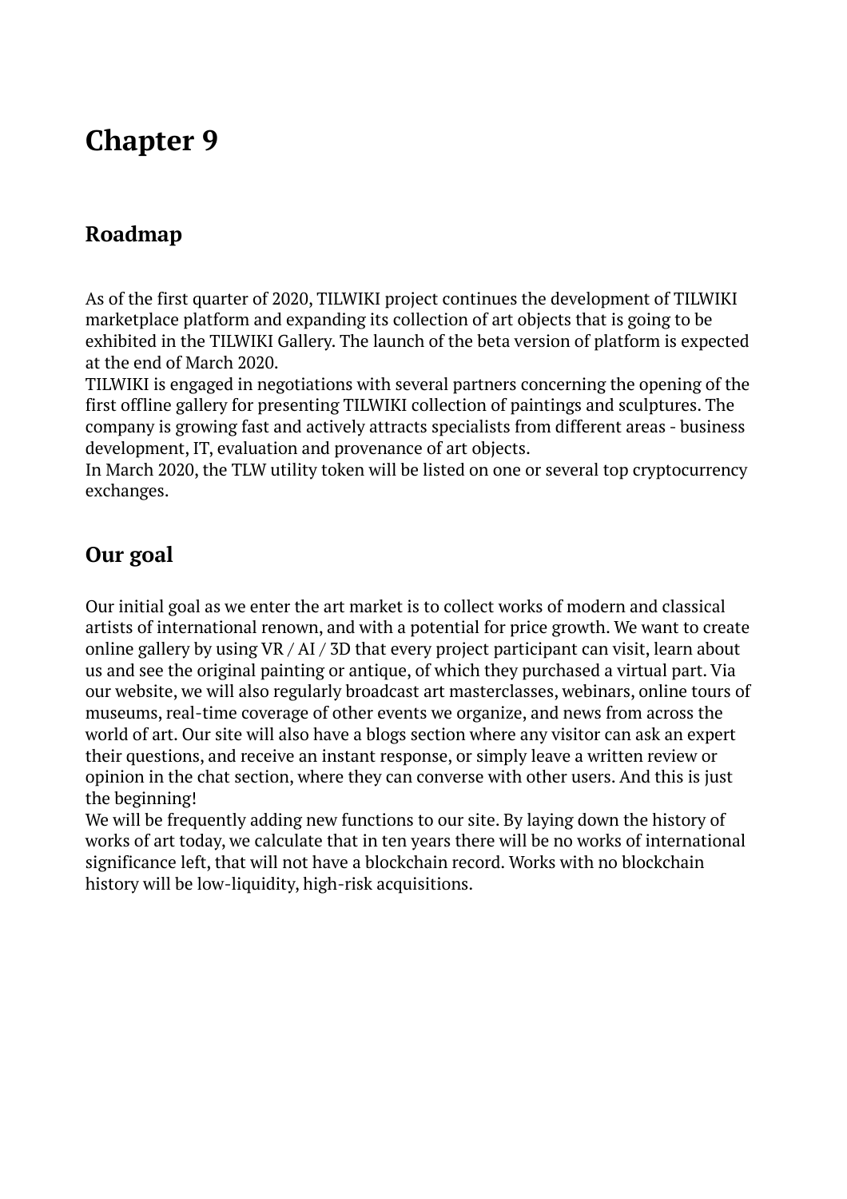# Chapter 9

## Roadmap

As of the first quarter of 2020, TILWIKI project continues the development of TILWIKI marketplace platform and expanding its collection of art objects that is going to be exhibited in the TILWIKI Gallery. The launch of the beta version of platform is expected at the end of March 2020.
TILWIKI is engaged in negotiations with several partners concerning the opening of the first offline gallery for presenting TILWIKI collection of paintings and sculptures. The company is growing fast and actively attracts specialists from different areas - business development, IT, evaluation and provenance of art objects.
In March 2020, the TLW utility token will be listed on one or several top cryptocurrency exchanges.

## Our goal

Our initial goal as we enter the art market is to collect works of modern and classical artists of international renown, and with a potential for price growth. We want to create online gallery by using VR / AI / 3D that every project participant can visit, learn about us and see the original painting or antique, of which they purchased a virtual part. Via our website, we will also regularly broadcast art masterclasses, webinars, online tours of museums, real-time coverage of other events we organize, and news from across the world of art. Our site will also have a blogs section where any visitor can ask an expert their questions, and receive an instant response, or simply leave a written review or opinion in the chat section, where they can converse with other users. And this is just the beginning!
We will be frequently adding new functions to our site. By laying down the history of works of art today, we calculate that in ten years there will be no works of international significance left, that will not have a blockchain record. Works with no blockchain history will be low-liquidity, high-risk acquisitions.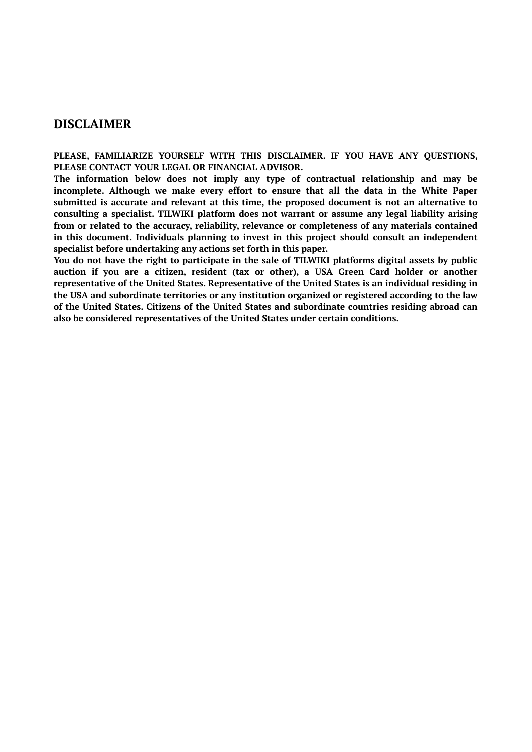## DISCLAIMER

**PLEASE, FAMILIARIZE YOURSELF WITH THIS DISCLAIMER. IF YOU HAVE ANY QUESTIONS, PLEASE CONTACT YOUR LEGAL OR FINANCIAL ADVISOR.**

**The information below does not imply any type of contractual relationship and may be incomplete. Although we make every effort to ensure that all the data in the White Paper submitted is accurate and relevant at this time, the proposed document is not an alternative to consulting a specialist. TILWIKI platform does not warrant or assume any legal liability arising from or related to the accuracy, reliability, relevance or completeness of any materials contained in this document. Individuals planning to invest in this project should consult an independent specialist before undertaking any actions set forth in this paper.**

**You do not have the right to participate in the sale of TILWIKI platforms digital assets by public auction if you are a citizen, resident (tax or other), a USA Green Card holder or another representative of the United States. Representative of the United States is an individual residing in the USA and subordinate territories or any institution organized or registered according to the law of the United States. Citizens of the United States and subordinate countries residing abroad can also be considered representatives of the United States under certain conditions.**